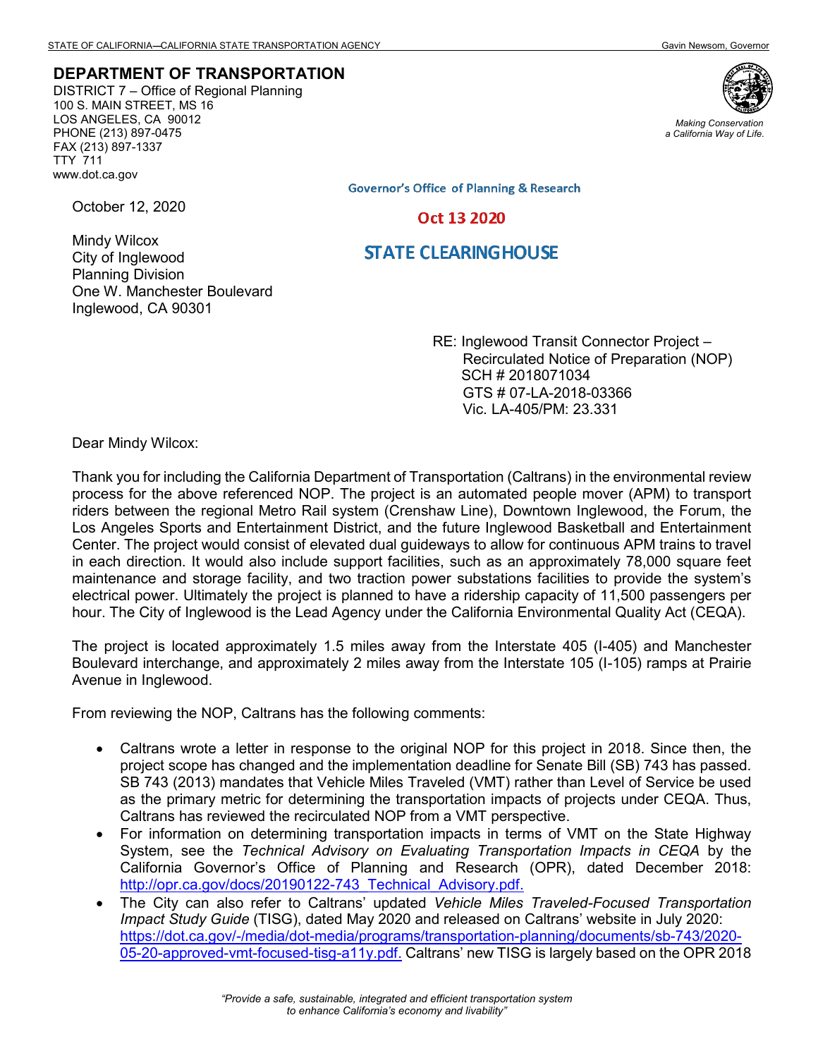STATE OF CALIFORNIA—CALIFORNIA STATE TRANSPORTATION AGENCY Gavin Newsom, Governor

**DEPARTMENT OF TRANSPORTATION**
DISTRICT 7 – Office of Regional Planning
100 S. MAIN STREET, MS 16
LOS ANGELES, CA 90012
PHONE (213) 897-0475
FAX (213) 897-1337
TTY 711
www.dot.ca.gov

*Making Conservation a California Way of Life.*

Governor's Office of Planning & Research

Oct 13 2020

STATE CLEARINGHOUSE

October 12, 2020

Mindy Wilcox
City of Inglewood
Planning Division
One W. Manchester Boulevard
Inglewood, CA 90301

RE: Inglewood Transit Connector Project – Recirculated Notice of Preparation (NOP)
SCH # 2018071034
GTS # 07-LA-2018-03366
Vic. LA-405/PM: 23.331

Dear Mindy Wilcox:

Thank you for including the California Department of Transportation (Caltrans) in the environmental review process for the above referenced NOP. The project is an automated people mover (APM) to transport riders between the regional Metro Rail system (Crenshaw Line), Downtown Inglewood, the Forum, the Los Angeles Sports and Entertainment District, and the future Inglewood Basketball and Entertainment Center. The project would consist of elevated dual guideways to allow for continuous APM trains to travel in each direction. It would also include support facilities, such as an approximately 78,000 square feet maintenance and storage facility, and two traction power substations facilities to provide the system's electrical power. Ultimately the project is planned to have a ridership capacity of 11,500 passengers per hour. The City of Inglewood is the Lead Agency under the California Environmental Quality Act (CEQA).

The project is located approximately 1.5 miles away from the Interstate 405 (I-405) and Manchester Boulevard interchange, and approximately 2 miles away from the Interstate 105 (I-105) ramps at Prairie Avenue in Inglewood.

From reviewing the NOP, Caltrans has the following comments:

- Caltrans wrote a letter in response to the original NOP for this project in 2018. Since then, the project scope has changed and the implementation deadline for Senate Bill (SB) 743 has passed. SB 743 (2013) mandates that Vehicle Miles Traveled (VMT) rather than Level of Service be used as the primary metric for determining the transportation impacts of projects under CEQA. Thus, Caltrans has reviewed the recirculated NOP from a VMT perspective.
- For information on determining transportation impacts in terms of VMT on the State Highway System, see the *Technical Advisory on Evaluating Transportation Impacts in CEQA* by the California Governor's Office of Planning and Research (OPR), dated December 2018: http://opr.ca.gov/docs/20190122-743_Technical_Advisory.pdf.
- The City can also refer to Caltrans' updated *Vehicle Miles Traveled-Focused Transportation Impact Study Guide* (TISG), dated May 2020 and released on Caltrans' website in July 2020: https://dot.ca.gov/-/media/dot-media/programs/transportation-planning/documents/sb-743/2020-05-20-approved-vmt-focused-tisg-a11y.pdf. Caltrans' new TISG is largely based on the OPR 2018

*"Provide a safe, sustainable, integrated and efficient transportation system to enhance California's economy and livability"*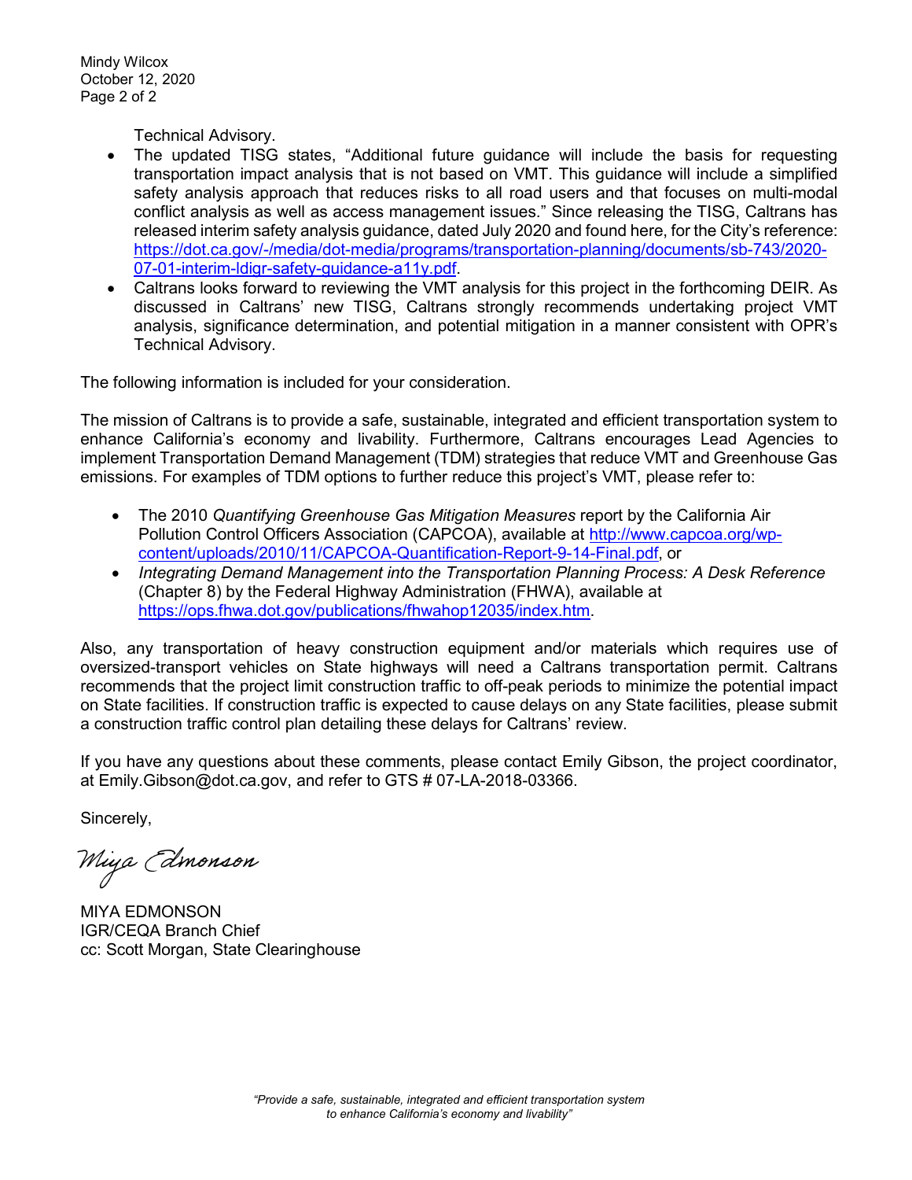Technical Advisory.

- The updated TISG states, “Additional future guidance will include the basis for requesting transportation impact analysis that is not based on VMT. This guidance will include a simplified safety analysis approach that reduces risks to all road users and that focuses on multi-modal conflict analysis as well as access management issues.” Since releasing the TISG, Caltrans has released interim safety analysis guidance, dated July 2020 and found here, for the City’s reference: https://dot.ca.gov/-/media/dot-media/programs/transportation-planning/documents/sb-743/2020-07-01-interim-ldigr-safety-guidance-a11y.pdf.
- Caltrans looks forward to reviewing the VMT analysis for this project in the forthcoming DEIR. As discussed in Caltrans’ new TISG, Caltrans strongly recommends undertaking project VMT analysis, significance determination, and potential mitigation in a manner consistent with OPR’s Technical Advisory.

The following information is included for your consideration.

The mission of Caltrans is to provide a safe, sustainable, integrated and efficient transportation system to enhance California’s economy and livability. Furthermore, Caltrans encourages Lead Agencies to implement Transportation Demand Management (TDM) strategies that reduce VMT and Greenhouse Gas emissions. For examples of TDM options to further reduce this project’s VMT, please refer to:

- The 2010 *Quantifying Greenhouse Gas Mitigation Measures* report by the California Air Pollution Control Officers Association (CAPCOA), available at http://www.capcoa.org/wp-content/uploads/2010/11/CAPCOA-Quantification-Report-9-14-Final.pdf, or
- *Integrating Demand Management into the Transportation Planning Process: A Desk Reference* (Chapter 8) by the Federal Highway Administration (FHWA), available at https://ops.fhwa.dot.gov/publications/fhwahop12035/index.htm.

Also, any transportation of heavy construction equipment and/or materials which requires use of oversized-transport vehicles on State highways will need a Caltrans transportation permit. Caltrans recommends that the project limit construction traffic to off-peak periods to minimize the potential impact on State facilities. If construction traffic is expected to cause delays on any State facilities, please submit a construction traffic control plan detailing these delays for Caltrans’ review.

If you have any questions about these comments, please contact Emily Gibson, the project coordinator, at Emily.Gibson@dot.ca.gov, and refer to GTS # 07-LA-2018-03366.

Sincerely,

Miya Edmonson

MIYA EDMONSON
IGR/CEQA Branch Chief
cc: Scott Morgan, State Clearinghouse

*“Provide a safe, sustainable, integrated and efficient transportation system to enhance California’s economy and livability”*